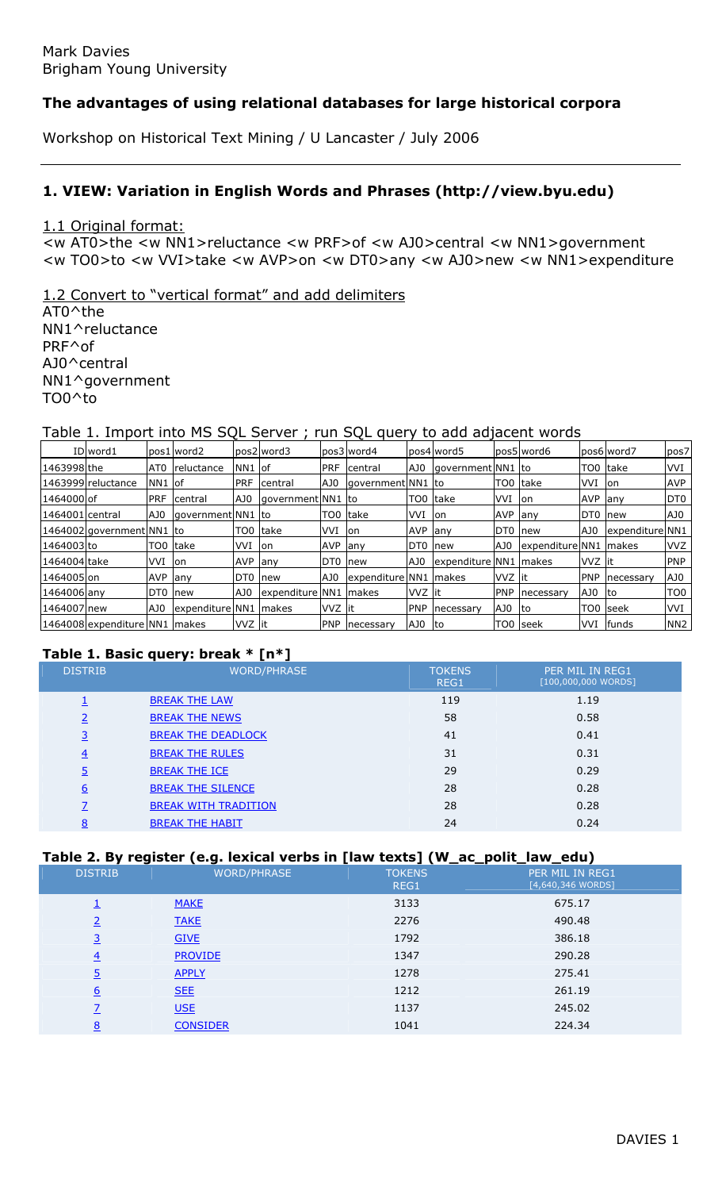Mark Davies
Brigham Young University

**The advantages of using relational databases for large historical corpora**

Workshop on Historical Text Mining / U Lancaster / July 2006

---

## 1. VIEW: Variation in English Words and Phrases (http://view.byu.edu)

1.1 Original format:

<w AT0>the <w NN1>reluctance <w PRF>of <w AJ0>central <w NN1>government <w TO0>to <w VVI>take <w AVP>on <w DT0>any <w AJ0>new <w NN1>expenditure

1.2 Convert to "vertical format" and add delimiters

AT0^the
NN1^reluctance
PRF^of
AJ0^central
NN1^government
TO0^to

Table 1. Import into MS SQL Server ; run SQL query to add adjacent words

| ID | word1 | pos1 | word2 | pos2 | word3 | pos3 | word4 | pos4 | word5 | pos5 | word6 | pos6 | word7 | pos7 |
|---|---|---|---|---|---|---|---|---|---|---|---|---|---|---|
| 1463998 | the | AT0 | reluctance | NN1 | of | PRF | central | AJ0 | government | NN1 | to | TO0 | take | VVI |
| 1463999 | reluctance | NN1 | of | PRF | central | AJ0 | government | NN1 | to | TO0 | take | VVI | on | AVP |
| 1464000 | of | PRF | central | AJ0 | government | NN1 | to | TO0 | take | VVI | on | AVP | any | DT0 |
| 1464001 | central | AJ0 | government | NN1 | to | TO0 | take | VVI | on | AVP | any | DT0 | new | AJ0 |
| 1464002 | government | NN1 | to | TO0 | take | VVI | on | AVP | any | DT0 | new | AJ0 | expenditure | NN1 |
| 1464003 | to | TO0 | take | VVI | on | AVP | any | DT0 | new | AJ0 | expenditure | NN1 | makes | VVZ |
| 1464004 | take | VVI | on | AVP | any | DT0 | new | AJ0 | expenditure | NN1 | makes | VVZ | it | PNP |
| 1464005 | on | AVP | any | DT0 | new | AJ0 | expenditure | NN1 | makes | VVZ | it | PNP | necessary | AJ0 |
| 1464006 | any | DT0 | new | AJ0 | expenditure | NN1 | makes | VVZ | it | PNP | necessary | AJ0 | to | TO0 |
| 1464007 | new | AJ0 | expenditure | NN1 | makes | VVZ | it | PNP | necessary | AJ0 | to | TO0 | seek | VVI |
| 1464008 | expenditure | NN1 | makes | VVZ | it | PNP | necessary | AJ0 | to | TO0 | seek | VVI | funds | NN2 |

**Table 1. Basic query: break * [n*]**

| DISTRIB | WORD/PHRASE | TOKENS REG1 | PER MIL IN REG1 [100,000,000 WORDS] |
|---|---|---|---|
| 1 | BREAK THE LAW | 119 | 1.19 |
| 2 | BREAK THE NEWS | 58 | 0.58 |
| 3 | BREAK THE DEADLOCK | 41 | 0.41 |
| 4 | BREAK THE RULES | 31 | 0.31 |
| 5 | BREAK THE ICE | 29 | 0.29 |
| 6 | BREAK THE SILENCE | 28 | 0.28 |
| 7 | BREAK WITH TRADITION | 28 | 0.28 |
| 8 | BREAK THE HABIT | 24 | 0.24 |

**Table 2. By register (e.g. lexical verbs in [law texts] (W_ac_polit_law_edu)**

| DISTRIB | WORD/PHRASE | TOKENS REG1 | PER MIL IN REG1 [4,640,346 WORDS] |
|---|---|---|---|
| 1 | MAKE | 3133 | 675.17 |
| 2 | TAKE | 2276 | 490.48 |
| 3 | GIVE | 1792 | 386.18 |
| 4 | PROVIDE | 1347 | 290.28 |
| 5 | APPLY | 1278 | 275.41 |
| 6 | SEE | 1212 | 261.19 |
| 7 | USE | 1137 | 245.02 |
| 8 | CONSIDER | 1041 | 224.34 |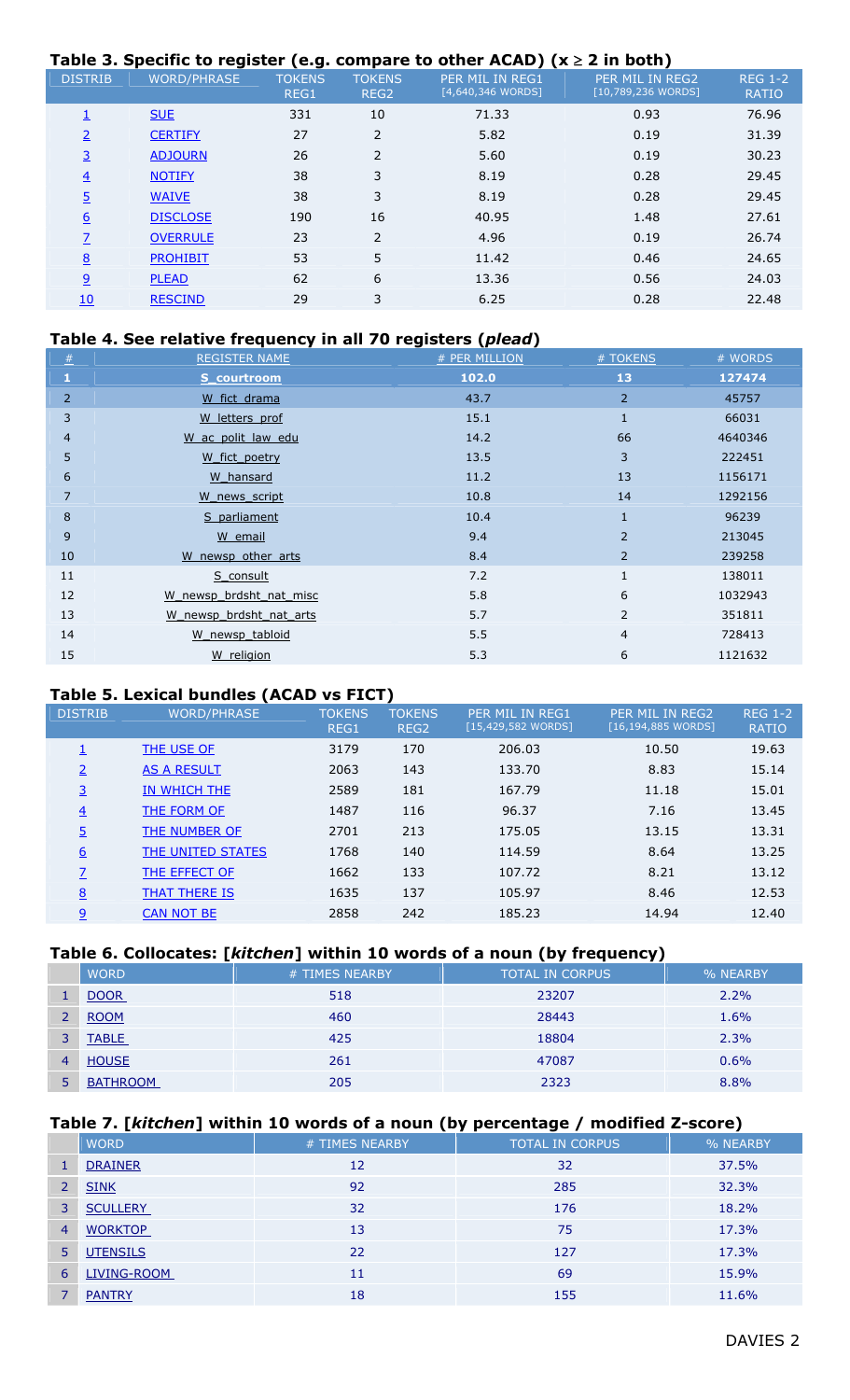### Table 3. Specific to register (e.g. compare to other ACAD) (x ≥ 2 in both)

| DISTRIB | WORD/PHRASE | TOKENS REG1 | TOKENS REG2 | PER MIL IN REG1 [4,640,346 WORDS] | PER MIL IN REG2 [10,789,236 WORDS] | REG 1-2 RATIO |
|---|---|---|---|---|---|---|
| 1 | SUE | 331 | 10 | 71.33 | 0.93 | 76.96 |
| 2 | CERTIFY | 27 | 2 | 5.82 | 0.19 | 31.39 |
| 3 | ADJOURN | 26 | 2 | 5.60 | 0.19 | 30.23 |
| 4 | NOTIFY | 38 | 3 | 8.19 | 0.28 | 29.45 |
| 5 | WAIVE | 38 | 3 | 8.19 | 0.28 | 29.45 |
| 6 | DISCLOSE | 190 | 16 | 40.95 | 1.48 | 27.61 |
| 7 | OVERRULE | 23 | 2 | 4.96 | 0.19 | 26.74 |
| 8 | PROHIBIT | 53 | 5 | 11.42 | 0.46 | 24.65 |
| 9 | PLEAD | 62 | 6 | 13.36 | 0.56 | 24.03 |
| 10 | RESCIND | 29 | 3 | 6.25 | 0.28 | 22.48 |

### Table 4. See relative frequency in all 70 registers (*plead*)

| # | REGISTER NAME | # PER MILLION | # TOKENS | # WORDS |
|---|---|---|---|---|
| 1 | S_courtroom | 102.0 | 13 | 127474 |
| 2 | W_fict_drama | 43.7 | 2 | 45757 |
| 3 | W_letters_prof | 15.1 | 1 | 66031 |
| 4 | W_ac_polit_law_edu | 14.2 | 66 | 4640346 |
| 5 | W_fict_poetry | 13.5 | 3 | 222451 |
| 6 | W_hansard | 11.2 | 13 | 1156171 |
| 7 | W_news_script | 10.8 | 14 | 1292156 |
| 8 | S_parliament | 10.4 | 1 | 96239 |
| 9 | W_email | 9.4 | 2 | 213045 |
| 10 | W_newsp_other_arts | 8.4 | 2 | 239258 |
| 11 | S_consult | 7.2 | 1 | 138011 |
| 12 | W_newsp_brdsht_nat_misc | 5.8 | 6 | 1032943 |
| 13 | W_newsp_brdsht_nat_arts | 5.7 | 2 | 351811 |
| 14 | W_newsp_tabloid | 5.5 | 4 | 728413 |
| 15 | W_religion | 5.3 | 6 | 1121632 |

### Table 5. Lexical bundles (ACAD vs FICT)

| DISTRIB | WORD/PHRASE | TOKENS REG1 | TOKENS REG2 | PER MIL IN REG1 [15,429,582 WORDS] | PER MIL IN REG2 [16,194,885 WORDS] | REG 1-2 RATIO |
|---|---|---|---|---|---|---|
| 1 | THE USE OF | 3179 | 170 | 206.03 | 10.50 | 19.63 |
| 2 | AS A RESULT | 2063 | 143 | 133.70 | 8.83 | 15.14 |
| 3 | IN WHICH THE | 2589 | 181 | 167.79 | 11.18 | 15.01 |
| 4 | THE FORM OF | 1487 | 116 | 96.37 | 7.16 | 13.45 |
| 5 | THE NUMBER OF | 2701 | 213 | 175.05 | 13.15 | 13.31 |
| 6 | THE UNITED STATES | 1768 | 140 | 114.59 | 8.64 | 13.25 |
| 7 | THE EFFECT OF | 1662 | 133 | 107.72 | 8.21 | 13.12 |
| 8 | THAT THERE IS | 1635 | 137 | 105.97 | 8.46 | 12.53 |
| 9 | CAN NOT BE | 2858 | 242 | 185.23 | 14.94 | 12.40 |

### Table 6. Collocates: [*kitchen*] within 10 words of a noun (by frequency)

| | WORD | # TIMES NEARBY | TOTAL IN CORPUS | % NEARBY |
|---|---|---|---|---|
| 1 | DOOR | 518 | 23207 | 2.2% |
| 2 | ROOM | 460 | 28443 | 1.6% |
| 3 | TABLE | 425 | 18804 | 2.3% |
| 4 | HOUSE | 261 | 47087 | 0.6% |
| 5 | BATHROOM | 205 | 2323 | 8.8% |

### Table 7. [*kitchen*] within 10 words of a noun (by percentage / modified Z-score)

| | WORD | # TIMES NEARBY | TOTAL IN CORPUS | % NEARBY |
|---|---|---|---|---|
| 1 | DRAINER | 12 | 32 | 37.5% |
| 2 | SINK | 92 | 285 | 32.3% |
| 3 | SCULLERY | 32 | 176 | 18.2% |
| 4 | WORKTOP | 13 | 75 | 17.3% |
| 5 | UTENSILS | 22 | 127 | 17.3% |
| 6 | LIVING-ROOM | 11 | 69 | 15.9% |
| 7 | PANTRY | 18 | 155 | 11.6% |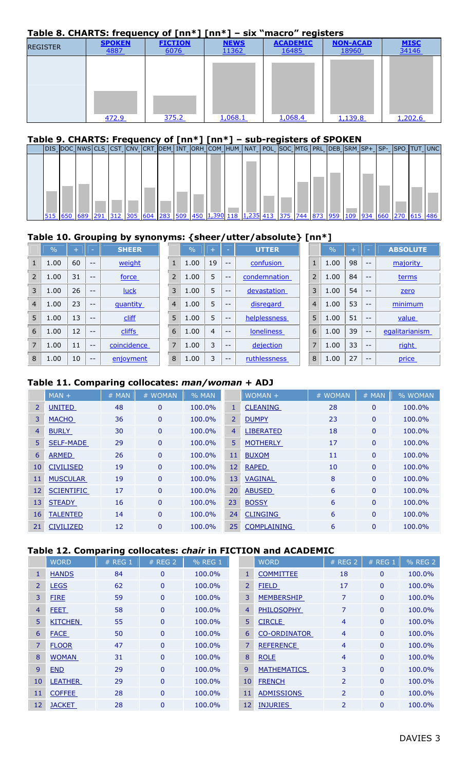### Table 8. CHARTS: frequency of [nn*] [nn*] – six "macro" registers

| REGISTER | SPOKEN | FICTION | NEWS | ACADEMIC | NON-ACAD | MISC |
|---|---|---|---|---|---|---|
| | 4887 | 6076 | 11362 | 16485 | 18960 | 34146 |
| | 472.9 | 375.2 | 1,068.1 | 1,068.4 | 1,139.8 | 1,202.6 |

### Table 9. CHARTS: Frequency of [nn*] [nn*] – sub-registers of SPOKEN

| | DIS | DOC | NWS | CLS | CST | CNV | CRT | DEM | INT | ORH | COM | HUM | NAT | POL | SOC | MTG | PRL | DEB | SRM | SP+ | SP- | SPO | TUT | UNC |
|---|---|---|---|---|---|---|---|---|---|---|---|---|---|---|---|---|---|---|---|---|---|---|---|---|
| | 515 | 650 | 689 | 291 | 312 | 305 | 604 | 283 | 509 | 450 | 1,390 | 118 | 1,235 | 413 | 375 | 744 | 873 | 959 | 109 | 934 | 660 | 270 | 615 | 486 |

### Table 10. Grouping by synonyms: {sheer/utter/absolute} [nn*]

| | % | + | - | SHEER | | % | + | - | UTTER | | % | + | - | ABSOLUTE |
|---|---|---|---|---|---|---|---|---|---|---|---|---|---|---|
| 1 | 1.00 | 60 | -- | weight | 1 | 1.00 | 19 | -- | confusion | 1 | 1.00 | 98 | -- | majority |
| 2 | 1.00 | 31 | -- | force | 2 | 1.00 | 5 | -- | condemnation | 2 | 1.00 | 84 | -- | terms |
| 3 | 1.00 | 26 | -- | luck | 3 | 1.00 | 5 | -- | devastation | 3 | 1.00 | 54 | -- | zero |
| 4 | 1.00 | 23 | -- | quantity | 4 | 1.00 | 5 | -- | disregard | 4 | 1.00 | 53 | -- | minimum |
| 5 | 1.00 | 13 | -- | cliff | 5 | 1.00 | 5 | -- | helplessness | 5 | 1.00 | 51 | -- | value |
| 6 | 1.00 | 12 | -- | cliffs | 6 | 1.00 | 4 | -- | loneliness | 6 | 1.00 | 39 | -- | egalitarianism |
| 7 | 1.00 | 11 | -- | coincidence | 7 | 1.00 | 3 | -- | dejection | 7 | 1.00 | 33 | -- | right |
| 8 | 1.00 | 10 | -- | enjoyment | 8 | 1.00 | 3 | -- | ruthlessness | 8 | 1.00 | 27 | -- | price |

### Table 11. Comparing collocates: *man/woman* + ADJ

| | MAN + | # MAN | # WOMAN | % MAN | | WOMAN + | # WOMAN | # MAN | % WOMAN |
|---|---|---|---|---|---|---|---|---|---|
| 2 | UNITED | 48 | 0 | 100.0% | 1 | CLEANING | 28 | 0 | 100.0% |
| 3 | MACHO | 36 | 0 | 100.0% | 2 | DUMPY | 23 | 0 | 100.0% |
| 4 | BURLY | 30 | 0 | 100.0% | 4 | LIBERATED | 18 | 0 | 100.0% |
| 5 | SELF-MADE | 29 | 0 | 100.0% | 5 | MOTHERLY | 17 | 0 | 100.0% |
| 6 | ARMED | 26 | 0 | 100.0% | 11 | BUXOM | 11 | 0 | 100.0% |
| 10 | CIVILISED | 19 | 0 | 100.0% | 12 | RAPED | 10 | 0 | 100.0% |
| 11 | MUSCULAR | 19 | 0 | 100.0% | 13 | VAGINAL | 8 | 0 | 100.0% |
| 12 | SCIENTIFIC | 17 | 0 | 100.0% | 20 | ABUSED | 6 | 0 | 100.0% |
| 13 | STEADY | 16 | 0 | 100.0% | 23 | BOSSY | 6 | 0 | 100.0% |
| 16 | TALENTED | 14 | 0 | 100.0% | 24 | CLINGING | 6 | 0 | 100.0% |
| 21 | CIVILIZED | 12 | 0 | 100.0% | 25 | COMPLAINING | 6 | 0 | 100.0% |

### Table 12. Comparing collocates: *chair* in FICTION and ACADEMIC

| | WORD | # REG 1 | # REG 2 | % REG 1 | | WORD | # REG 2 | # REG 1 | % REG 2 |
|---|---|---|---|---|---|---|---|---|---|
| 1 | HANDS | 84 | 0 | 100.0% | 1 | COMMITTEE | 18 | 0 | 100.0% |
| 2 | LEGS | 62 | 0 | 100.0% | 2 | FIELD | 17 | 0 | 100.0% |
| 3 | FIRE | 59 | 0 | 100.0% | 3 | MEMBERSHIP | 7 | 0 | 100.0% |
| 4 | FEET | 58 | 0 | 100.0% | 4 | PHILOSOPHY | 7 | 0 | 100.0% |
| 5 | KITCHEN | 55 | 0 | 100.0% | 5 | CIRCLE | 4 | 0 | 100.0% |
| 6 | FACE | 50 | 0 | 100.0% | 6 | CO-ORDINATOR | 4 | 0 | 100.0% |
| 7 | FLOOR | 47 | 0 | 100.0% | 7 | REFERENCE | 4 | 0 | 100.0% |
| 8 | WOMAN | 31 | 0 | 100.0% | 8 | ROLE | 4 | 0 | 100.0% |
| 9 | END | 29 | 0 | 100.0% | 9 | MATHEMATICS | 3 | 0 | 100.0% |
| 10 | LEATHER | 29 | 0 | 100.0% | 10 | FRENCH | 2 | 0 | 100.0% |
| 11 | COFFEE | 28 | 0 | 100.0% | 11 | ADMISSIONS | 2 | 0 | 100.0% |
| 12 | JACKET | 28 | 0 | 100.0% | 12 | INJURIES | 2 | 0 | 100.0% |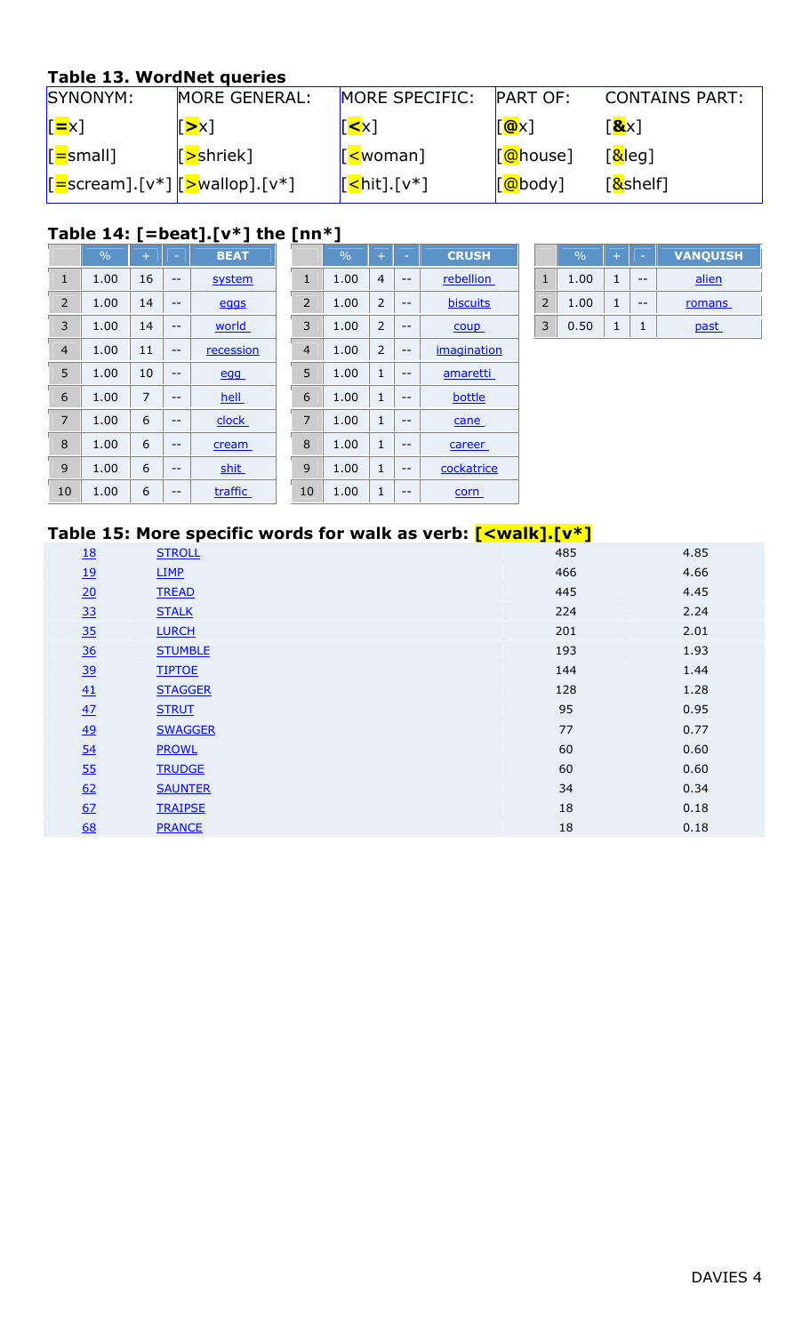**Table 13. WordNet queries**

| SYNONYM: | MORE GENERAL: | MORE SPECIFIC: | PART OF: | CONTAINS PART: |
|---|---|---|---|---|
| [=x] | [>x] | [<x] | [@x] | [&x] |
| [=small] | [>shriek] | [<woman] | [@house] | [&leg] |
| [=scream].[v*] | [>wallop].[v*] | [<hit].[v*] | [@body] | [&shelf] |

**Table 14: [=beat].[v*] the [nn*]**

| | % | + | - | BEAT |
|---|---|---|---|---|
| 1 | 1.00 | 16 | -- | system |
| 2 | 1.00 | 14 | -- | eggs |
| 3 | 1.00 | 14 | -- | world |
| 4 | 1.00 | 11 | -- | recession |
| 5 | 1.00 | 10 | -- | egg |
| 6 | 1.00 | 7 | -- | hell |
| 7 | 1.00 | 6 | -- | clock |
| 8 | 1.00 | 6 | -- | cream |
| 9 | 1.00 | 6 | -- | shit |
| 10 | 1.00 | 6 | -- | traffic |

| | % | + | - | CRUSH |
|---|---|---|---|---|
| 1 | 1.00 | 4 | -- | rebellion |
| 2 | 1.00 | 2 | -- | biscuits |
| 3 | 1.00 | 2 | -- | coup |
| 4 | 1.00 | 2 | -- | imagination |
| 5 | 1.00 | 1 | -- | amaretti |
| 6 | 1.00 | 1 | -- | bottle |
| 7 | 1.00 | 1 | -- | cane |
| 8 | 1.00 | 1 | -- | career |
| 9 | 1.00 | 1 | -- | cockatrice |
| 10 | 1.00 | 1 | -- | corn |

| | % | + | - | VANQUISH |
|---|---|---|---|---|
| 1 | 1.00 | 1 | -- | alien |
| 2 | 1.00 | 1 | -- | romans |
| 3 | 0.50 | 1 | 1 | past |

**Table 15: More specific words for walk as verb: [<walk].[v*]**

| | | | |
|---|---|---|---|
| 18 | STROLL | 485 | 4.85 |
| 19 | LIMP | 466 | 4.66 |
| 20 | TREAD | 445 | 4.45 |
| 33 | STALK | 224 | 2.24 |
| 35 | LURCH | 201 | 2.01 |
| 36 | STUMBLE | 193 | 1.93 |
| 39 | TIPTOE | 144 | 1.44 |
| 41 | STAGGER | 128 | 1.28 |
| 47 | STRUT | 95 | 0.95 |
| 49 | SWAGGER | 77 | 0.77 |
| 54 | PROWL | 60 | 0.60 |
| 55 | TRUDGE | 60 | 0.60 |
| 62 | SAUNTER | 34 | 0.34 |
| 67 | TRAIPSE | 18 | 0.18 |
| 68 | PRANCE | 18 | 0.18 |